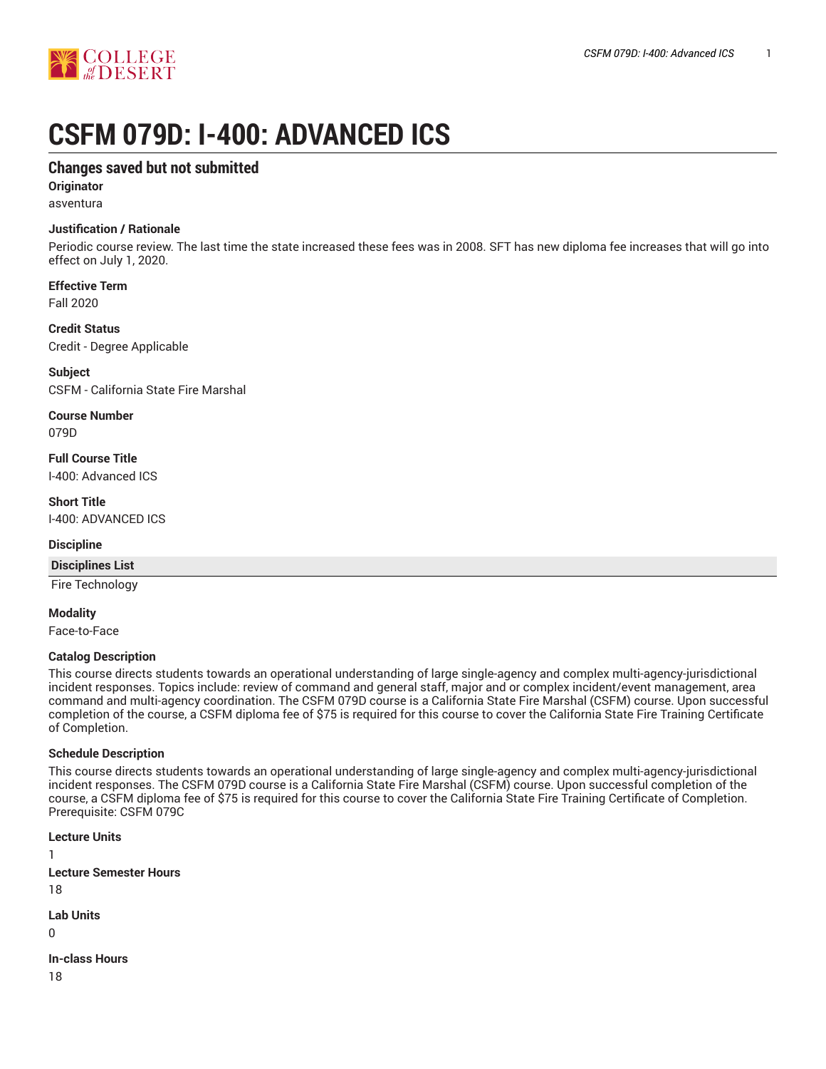# CSFM 079D: I-400: ADVANCED ICS

## Changes saved but not submitted

**Originator**

asventura

**Justification / Rationale**

Periodic course review. The last time the state increased these fees was in 2008. SFT has new diploma fee increases that will go into effect on July 1, 2020.

**Effective Term**

Fall 2020

**Credit Status**

Credit - Degree Applicable

**Subject**

CSFM - California State Fire Marshal

**Course Number**

079D

**Full Course Title**

I-400: Advanced ICS

**Short Title**

I-400: ADVANCED ICS

**Discipline**

| Disciplines List |
|---|
| Fire Technology |

**Modality**

Face-to-Face

**Catalog Description**

This course directs students towards an operational understanding of large single-agency and complex multi-agency-jurisdictional incident responses. Topics include: review of command and general staff, major and or complex incident/event management, area command and multi-agency coordination. The CSFM 079D course is a California State Fire Marshal (CSFM) course. Upon successful completion of the course, a CSFM diploma fee of $75 is required for this course to cover the California State Fire Training Certificate of Completion.

**Schedule Description**

This course directs students towards an operational understanding of large single-agency and complex multi-agency-jurisdictional incident responses. The CSFM 079D course is a California State Fire Marshal (CSFM) course. Upon successful completion of the course, a CSFM diploma fee of $75 is required for this course to cover the California State Fire Training Certificate of Completion.
Prerequisite: CSFM 079C

**Lecture Units**

1

**Lecture Semester Hours**

18

**Lab Units**

0

**In-class Hours**

18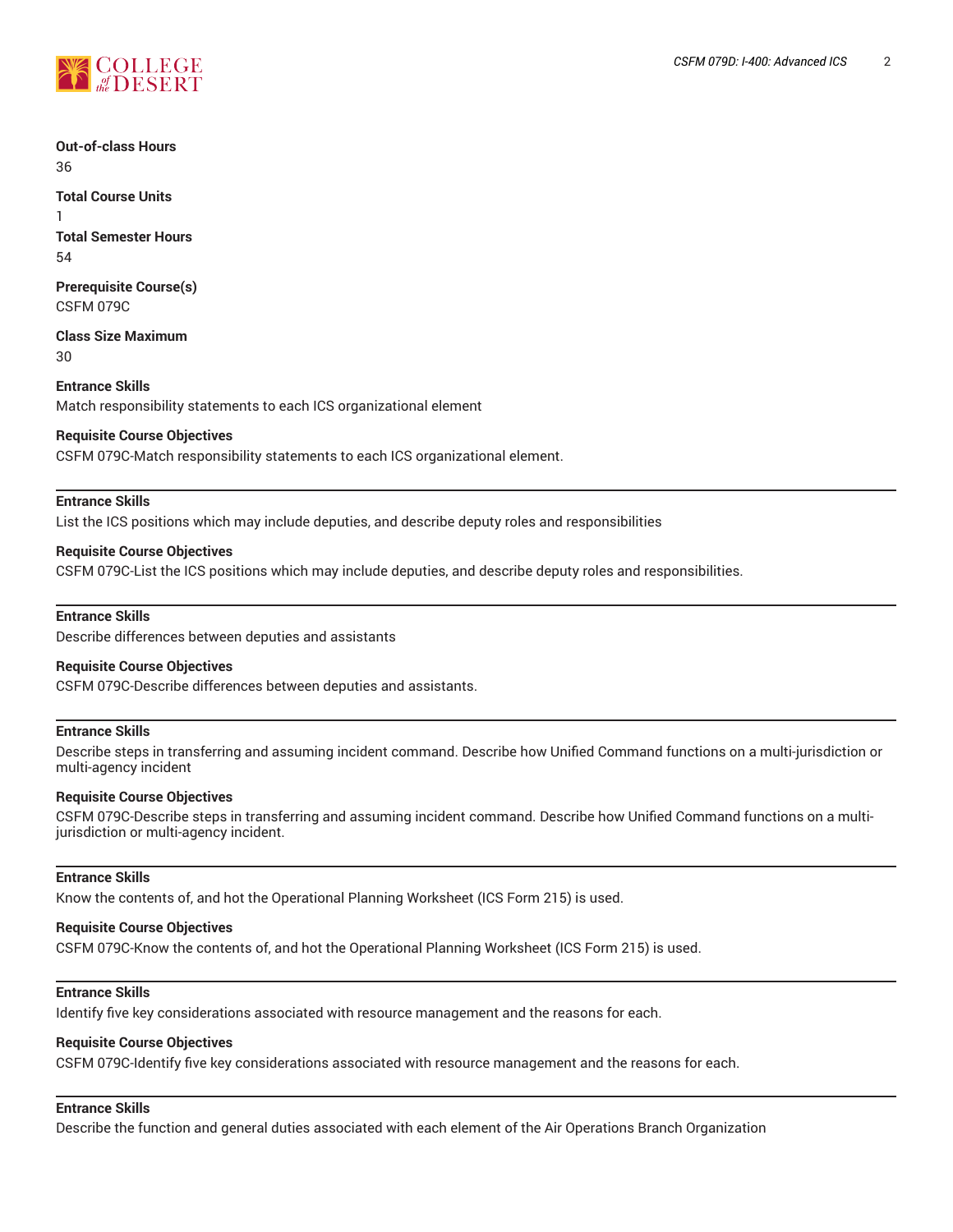**Out-of-class Hours**
36

**Total Course Units**
1

**Total Semester Hours**
54

**Prerequisite Course(s)**
CSFM 079C

**Class Size Maximum**
30

**Entrance Skills**
Match responsibility statements to each ICS organizational element

**Requisite Course Objectives**
CSFM 079C-Match responsibility statements to each ICS organizational element.

---

**Entrance Skills**
List the ICS positions which may include deputies, and describe deputy roles and responsibilities

**Requisite Course Objectives**
CSFM 079C-List the ICS positions which may include deputies, and describe deputy roles and responsibilities.

---

**Entrance Skills**
Describe differences between deputies and assistants

**Requisite Course Objectives**
CSFM 079C-Describe differences between deputies and assistants.

---

**Entrance Skills**
Describe steps in transferring and assuming incident command. Describe how Unified Command functions on a multi-jurisdiction or multi-agency incident

**Requisite Course Objectives**
CSFM 079C-Describe steps in transferring and assuming incident command. Describe how Unified Command functions on a multi-jurisdiction or multi-agency incident.

---

**Entrance Skills**
Know the contents of, and hot the Operational Planning Worksheet (ICS Form 215) is used.

**Requisite Course Objectives**
CSFM 079C-Know the contents of, and hot the Operational Planning Worksheet (ICS Form 215) is used.

---

**Entrance Skills**
Identify five key considerations associated with resource management and the reasons for each.

**Requisite Course Objectives**
CSFM 079C-Identify five key considerations associated with resource management and the reasons for each.

---

**Entrance Skills**
Describe the function and general duties associated with each element of the Air Operations Branch Organization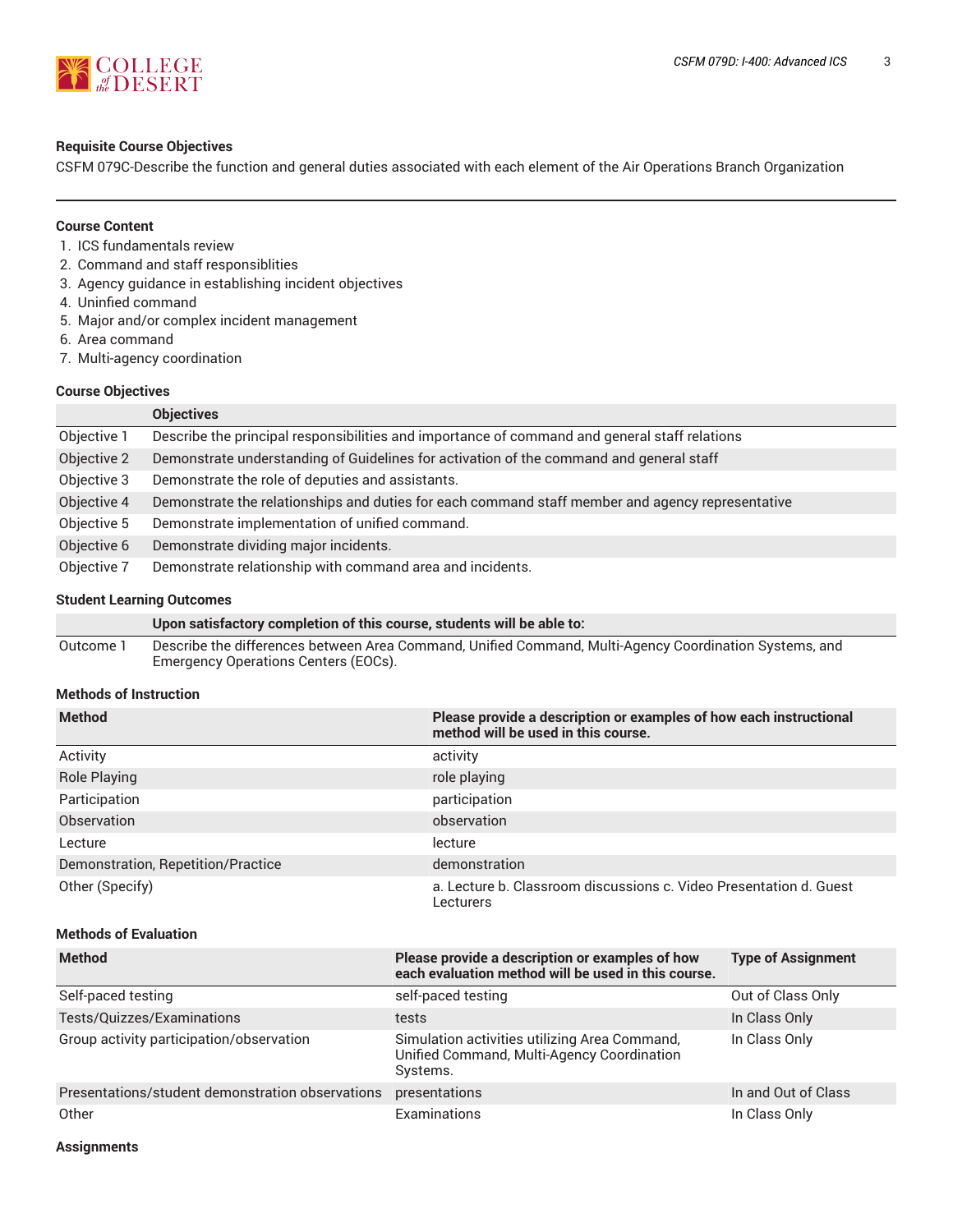### Requisite Course Objectives

CSFM 079C-Describe the function and general duties associated with each element of the Air Operations Branch Organization

---

### Course Content

1. ICS fundamentals review
2. Command and staff responsiblities
3. Agency guidance in establishing incident objectives
4. Uninfied command
5. Major and/or complex incident management
6. Area command
7. Multi-agency coordination

### Course Objectives

| | Objectives |
|---|---|
| Objective 1 | Describe the principal responsibilities and importance of command and general staff relations |
| Objective 2 | Demonstrate understanding of Guidelines for activation of the command and general staff |
| Objective 3 | Demonstrate the role of deputies and assistants. |
| Objective 4 | Demonstrate the relationships and duties for each command staff member and agency representative |
| Objective 5 | Demonstrate implementation of unified command. |
| Objective 6 | Demonstrate dividing major incidents. |
| Objective 7 | Demonstrate relationship with command area and incidents. |

### Student Learning Outcomes

| | Upon satisfactory completion of this course, students will be able to: |
|---|---|
| Outcome 1 | Describe the differences between Area Command, Unified Command, Multi-Agency Coordination Systems, and Emergency Operations Centers (EOCs). |

### Methods of Instruction

| Method | Please provide a description or examples of how each instructional method will be used in this course. |
|---|---|
| Activity | activity |
| Role Playing | role playing |
| Participation | participation |
| Observation | observation |
| Lecture | lecture |
| Demonstration, Repetition/Practice | demonstration |
| Other (Specify) | a. Lecture b. Classroom discussions c. Video Presentation d. Guest Lecturers |

### Methods of Evaluation

| Method | Please provide a description or examples of how each evaluation method will be used in this course. | Type of Assignment |
|---|---|---|
| Self-paced testing | self-paced testing | Out of Class Only |
| Tests/Quizzes/Examinations | tests | In Class Only |
| Group activity participation/observation | Simulation activities utilizing Area Command, Unified Command, Multi-Agency Coordination Systems. | In Class Only |
| Presentations/student demonstration observations | presentations | In and Out of Class |
| Other | Examinations | In Class Only |

### Assignments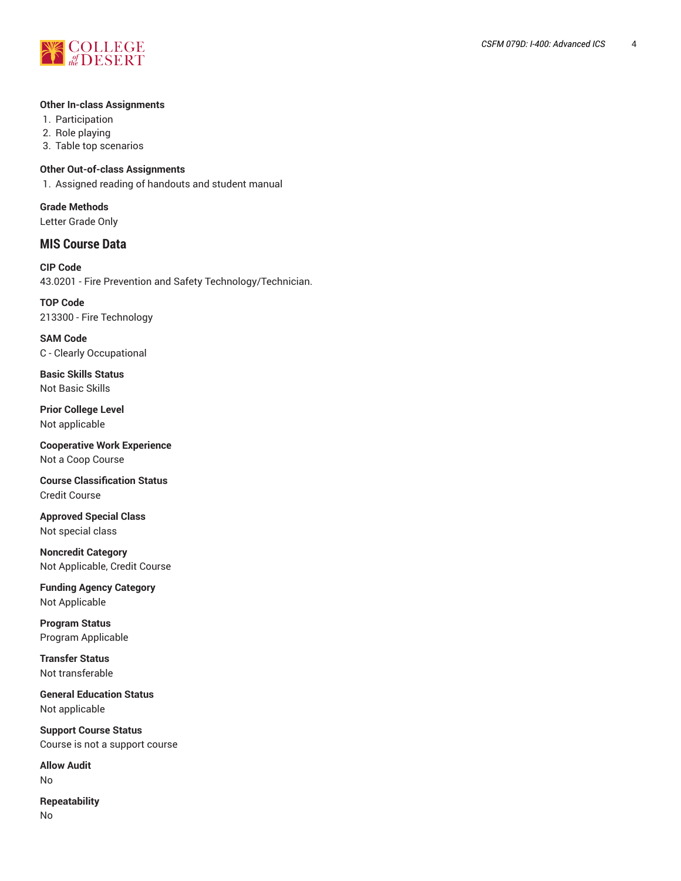#### Other In-class Assignments

1. Participation
2. Role playing
3. Table top scenarios

#### Other Out-of-class Assignments

1. Assigned reading of handouts and student manual

#### Grade Methods

Letter Grade Only

## MIS Course Data

#### CIP Code

43.0201 - Fire Prevention and Safety Technology/Technician.

#### TOP Code

213300 - Fire Technology

#### SAM Code

C - Clearly Occupational

#### Basic Skills Status

Not Basic Skills

#### Prior College Level

Not applicable

#### Cooperative Work Experience

Not a Coop Course

#### Course Classification Status

Credit Course

#### Approved Special Class

Not special class

#### Noncredit Category

Not Applicable, Credit Course

#### Funding Agency Category

Not Applicable

#### Program Status

Program Applicable

#### Transfer Status

Not transferable

#### General Education Status

Not applicable

#### Support Course Status

Course is not a support course

#### Allow Audit

No

#### Repeatability

No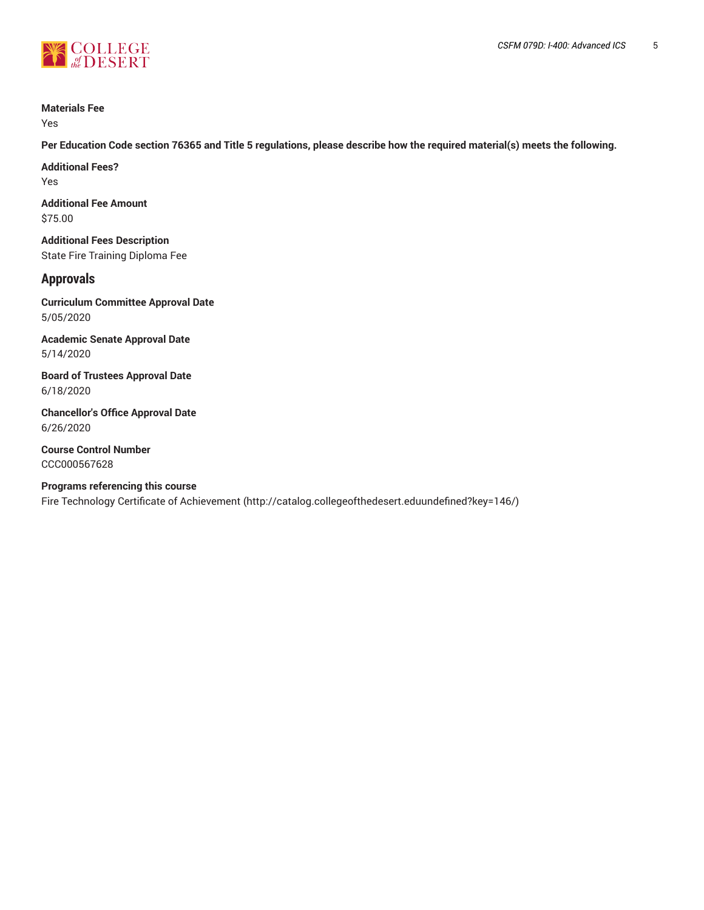**Materials Fee**
Yes

**Per Education Code section 76365 and Title 5 regulations, please describe how the required material(s) meets the following.**

**Additional Fees?**
Yes

**Additional Fee Amount**
$75.00

**Additional Fees Description**
State Fire Training Diploma Fee

## Approvals

**Curriculum Committee Approval Date**
5/05/2020

**Academic Senate Approval Date**
5/14/2020

**Board of Trustees Approval Date**
6/18/2020

**Chancellor's Office Approval Date**
6/26/2020

**Course Control Number**
CCC000567628

**Programs referencing this course**
Fire Technology Certificate of Achievement (http://catalog.collegeofthedesert.eduundefined?key=146/)